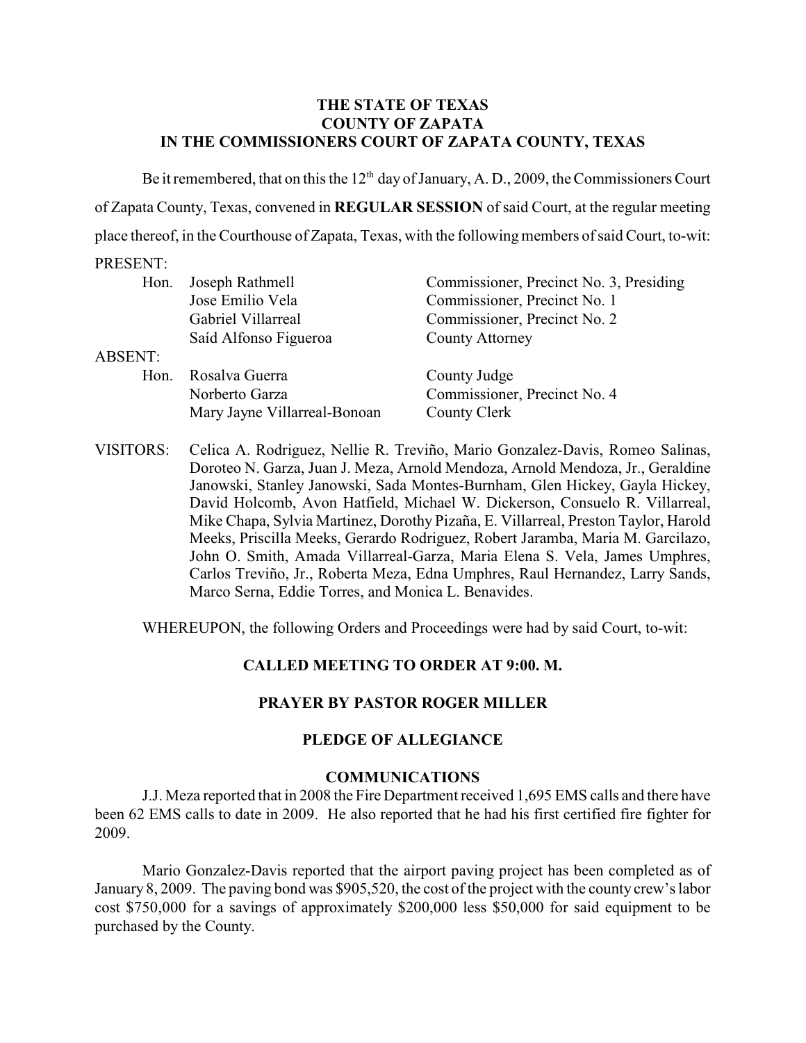**THE STATE OF TEXAS**
**COUNTY OF ZAPATA**
**IN THE COMMISSIONERS COURT OF ZAPATA COUNTY, TEXAS**

Be it remembered, that on this the 12th day of January, A. D., 2009, the Commissioners Court of Zapata County, Texas, convened in **REGULAR SESSION** of said Court, at the regular meeting place thereof, in the Courthouse of Zapata, Texas, with the following members of said Court, to-wit:

PRESENT:

| | | |
|---|---|---|
| Hon. | Joseph Rathmell | Commissioner, Precinct No. 3, Presiding |
| | Jose Emilio Vela | Commissioner, Precinct No. 1 |
| | Gabriel Villarreal | Commissioner, Precinct No. 2 |
| | Saíd Alfonso Figueroa | County Attorney |

ABSENT:

| | | |
|---|---|---|
| Hon. | Rosalva Guerra | County Judge |
| | Norberto Garza | Commissioner, Precinct No. 4 |
| | Mary Jayne Villarreal-Bonoan | County Clerk |

VISITORS: Celica A. Rodriguez, Nellie R. Treviño, Mario Gonzalez-Davis, Romeo Salinas, Doroteo N. Garza, Juan J. Meza, Arnold Mendoza, Arnold Mendoza, Jr., Geraldine Janowski, Stanley Janowski, Sada Montes-Burnham, Glen Hickey, Gayla Hickey, David Holcomb, Avon Hatfield, Michael W. Dickerson, Consuelo R. Villarreal, Mike Chapa, Sylvia Martinez, Dorothy Pizaña, E. Villarreal, Preston Taylor, Harold Meeks, Priscilla Meeks, Gerardo Rodriguez, Robert Jaramba, Maria M. Garcilazo, John O. Smith, Amada Villarreal-Garza, Maria Elena S. Vela, James Umphres, Carlos Treviño, Jr., Roberta Meza, Edna Umphres, Raul Hernandez, Larry Sands, Marco Serna, Eddie Torres, and Monica L. Benavides.

WHEREUPON, the following Orders and Proceedings were had by said Court, to-wit:

**CALLED MEETING TO ORDER AT 9:00. M.**

**PRAYER BY PASTOR ROGER MILLER**

**PLEDGE OF ALLEGIANCE**

**COMMUNICATIONS**

J.J. Meza reported that in 2008 the Fire Department received 1,695 EMS calls and there have been 62 EMS calls to date in 2009. He also reported that he had his first certified fire fighter for 2009.

Mario Gonzalez-Davis reported that the airport paving project has been completed as of January 8, 2009. The paving bond was $905,520, the cost of the project with the county crew's labor cost $750,000 for a savings of approximately $200,000 less $50,000 for said equipment to be purchased by the County.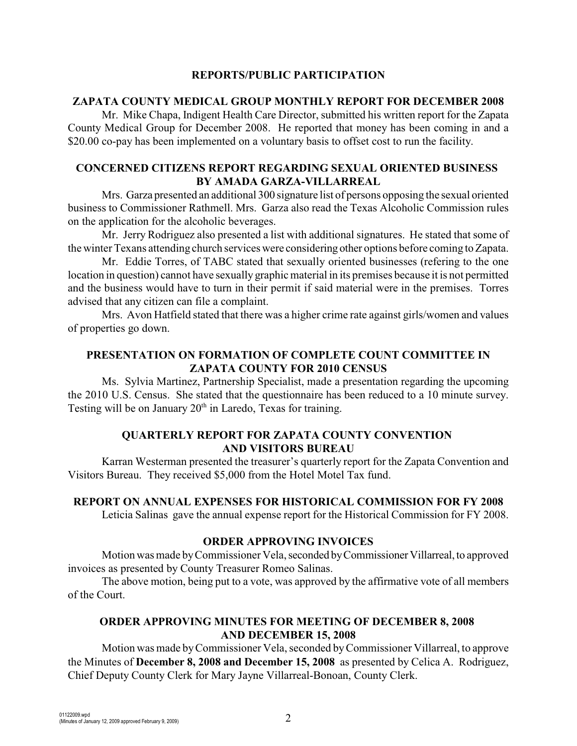## REPORTS/PUBLIC PARTICIPATION

### ZAPATA COUNTY MEDICAL GROUP MONTHLY REPORT FOR DECEMBER 2008

Mr. Mike Chapa, Indigent Health Care Director, submitted his written report for the Zapata County Medical Group for December 2008. He reported that money has been coming in and a $20.00 co-pay has been implemented on a voluntary basis to offset cost to run the facility.

### CONCERNED CITIZENS REPORT REGARDING SEXUAL ORIENTED BUSINESS BY AMADA GARZA-VILLARREAL

Mrs. Garza presented an additional 300 signature list of persons opposing the sexual oriented business to Commissioner Rathmell. Mrs. Garza also read the Texas Alcoholic Commission rules on the application for the alcoholic beverages.

Mr. Jerry Rodriguez also presented a list with additional signatures. He stated that some of the winter Texans attending church services were considering other options before coming to Zapata.

Mr. Eddie Torres, of TABC stated that sexually oriented businesses (refering to the one location in question) cannot have sexually graphic material in its premises because it is not permitted and the business would have to turn in their permit if said material were in the premises. Torres advised that any citizen can file a complaint.

Mrs. Avon Hatfield stated that there was a higher crime rate against girls/women and values of properties go down.

### PRESENTATION ON FORMATION OF COMPLETE COUNT COMMITTEE IN ZAPATA COUNTY FOR 2010 CENSUS

Ms. Sylvia Martinez, Partnership Specialist, made a presentation regarding the upcoming the 2010 U.S. Census. She stated that the questionnaire has been reduced to a 10 minute survey. Testing will be on January 20th in Laredo, Texas for training.

### QUARTERLY REPORT FOR ZAPATA COUNTY CONVENTION AND VISITORS BUREAU

Karran Westerman presented the treasurer's quarterly report for the Zapata Convention and Visitors Bureau. They received $5,000 from the Hotel Motel Tax fund.

### REPORT ON ANNUAL EXPENSES FOR HISTORICAL COMMISSION FOR FY 2008

Leticia Salinas gave the annual expense report for the Historical Commission for FY 2008.

### ORDER APPROVING INVOICES

Motion was made by Commissioner Vela, seconded by Commissioner Villarreal, to approved invoices as presented by County Treasurer Romeo Salinas.

The above motion, being put to a vote, was approved by the affirmative vote of all members of the Court.

### ORDER APPROVING MINUTES FOR MEETING OF DECEMBER 8, 2008 AND DECEMBER 15, 2008

Motion was made by Commissioner Vela, seconded by Commissioner Villarreal, to approve the Minutes of **December 8, 2008 and December 15, 2008** as presented by Celica A. Rodriguez, Chief Deputy County Clerk for Mary Jayne Villarreal-Bonoan, County Clerk.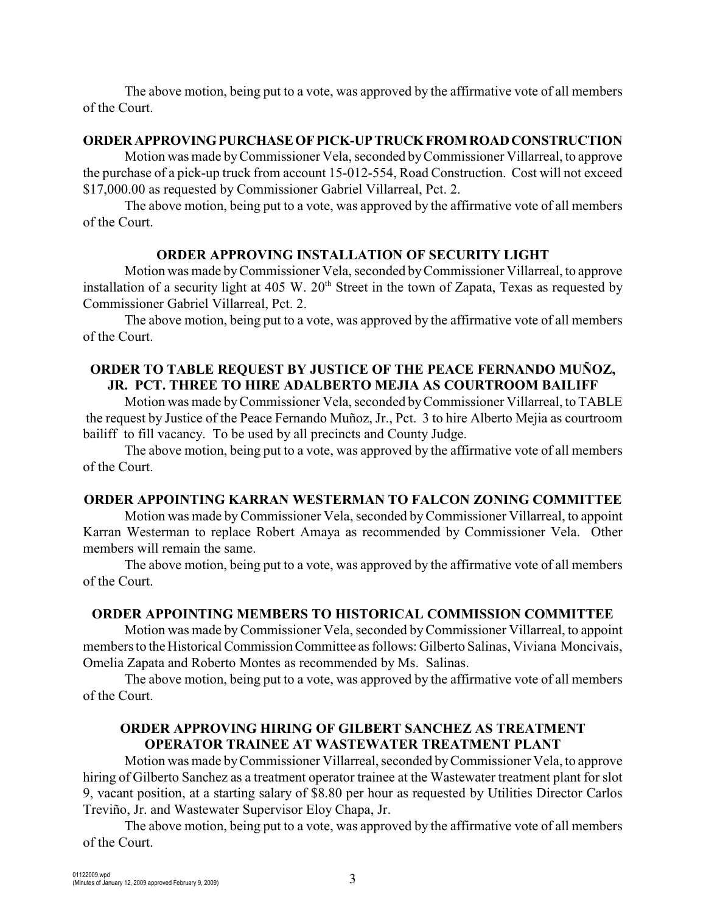The above motion, being put to a vote, was approved by the affirmative vote of all members of the Court.

**ORDER APPROVING PURCHASE OF PICK-UP TRUCK FROM ROAD CONSTRUCTION**

Motion was made by Commissioner Vela, seconded by Commissioner Villarreal, to approve the purchase of a pick-up truck from account 15-012-554, Road Construction. Cost will not exceed $17,000.00 as requested by Commissioner Gabriel Villarreal, Pct. 2.

The above motion, being put to a vote, was approved by the affirmative vote of all members of the Court.

**ORDER APPROVING INSTALLATION OF SECURITY LIGHT**

Motion was made by Commissioner Vela, seconded by Commissioner Villarreal, to approve installation of a security light at 405 W. 20th Street in the town of Zapata, Texas as requested by Commissioner Gabriel Villarreal, Pct. 2.

The above motion, being put to a vote, was approved by the affirmative vote of all members of the Court.

**ORDER TO TABLE REQUEST BY JUSTICE OF THE PEACE FERNANDO MUÑOZ, JR. PCT. THREE TO HIRE ADALBERTO MEJIA AS COURTROOM BAILIFF**

Motion was made by Commissioner Vela, seconded by Commissioner Villarreal, to TABLE the request by Justice of the Peace Fernando Muñoz, Jr., Pct. 3 to hire Alberto Mejia as courtroom bailiff to fill vacancy. To be used by all precincts and County Judge.

The above motion, being put to a vote, was approved by the affirmative vote of all members of the Court.

**ORDER APPOINTING KARRAN WESTERMAN TO FALCON ZONING COMMITTEE**

Motion was made by Commissioner Vela, seconded by Commissioner Villarreal, to appoint Karran Westerman to replace Robert Amaya as recommended by Commissioner Vela. Other members will remain the same.

The above motion, being put to a vote, was approved by the affirmative vote of all members of the Court.

**ORDER APPOINTING MEMBERS TO HISTORICAL COMMISSION COMMITTEE**

Motion was made by Commissioner Vela, seconded by Commissioner Villarreal, to appoint members to the Historical Commission Committee as follows: Gilberto Salinas, Viviana Moncivais, Omelia Zapata and Roberto Montes as recommended by Ms. Salinas.

The above motion, being put to a vote, was approved by the affirmative vote of all members of the Court.

**ORDER APPROVING HIRING OF GILBERT SANCHEZ AS TREATMENT OPERATOR TRAINEE AT WASTEWATER TREATMENT PLANT**

Motion was made by Commissioner Villarreal, seconded by Commissioner Vela, to approve hiring of Gilberto Sanchez as a treatment operator trainee at the Wastewater treatment plant for slot 9, vacant position, at a starting salary of $8.80 per hour as requested by Utilities Director Carlos Treviño, Jr. and Wastewater Supervisor Eloy Chapa, Jr.

The above motion, being put to a vote, was approved by the affirmative vote of all members of the Court.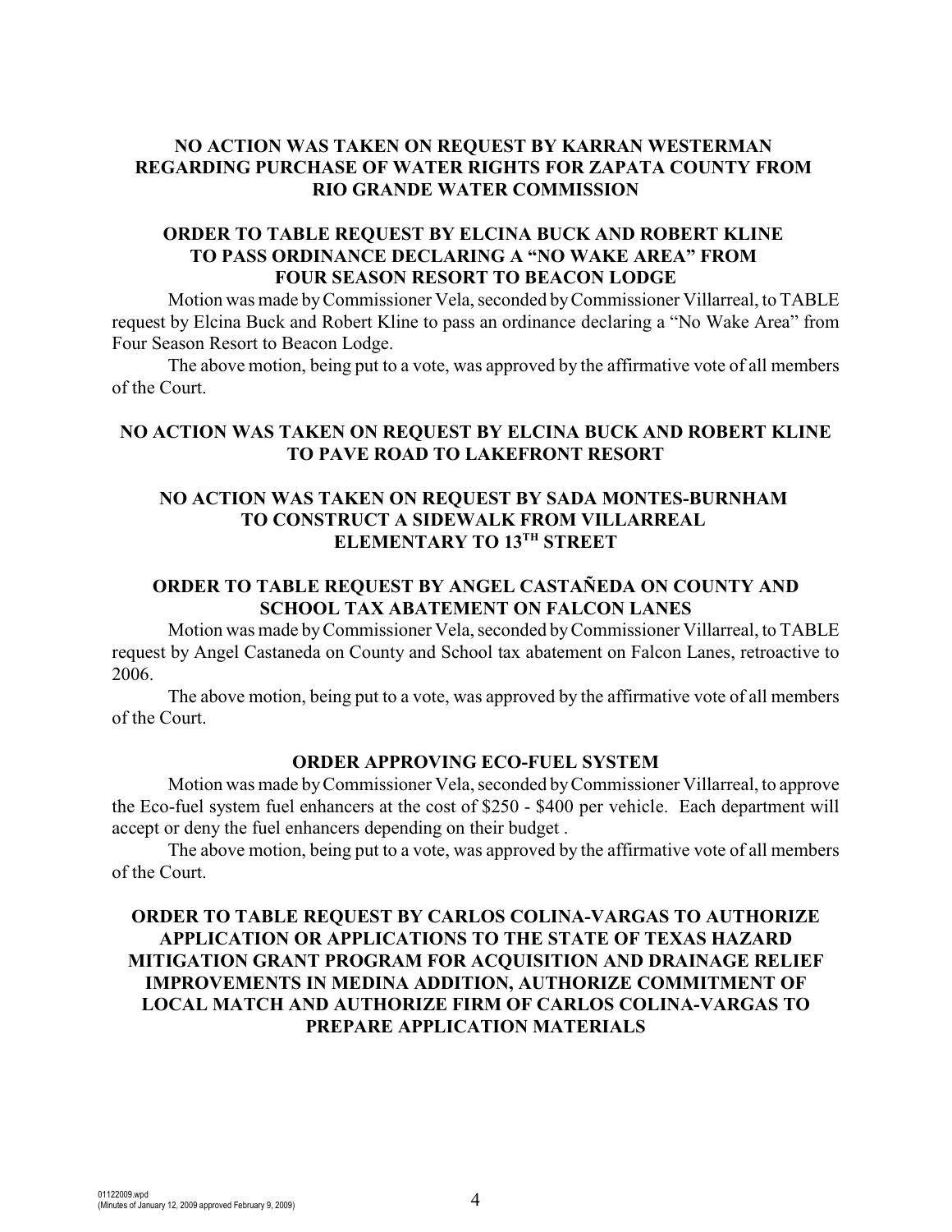**NO ACTION WAS TAKEN ON REQUEST BY KARRAN WESTERMAN REGARDING PURCHASE OF WATER RIGHTS FOR ZAPATA COUNTY FROM RIO GRANDE WATER COMMISSION**

**ORDER TO TABLE REQUEST BY ELCINA BUCK AND ROBERT KLINE TO PASS ORDINANCE DECLARING A "NO WAKE AREA" FROM FOUR SEASON RESORT TO BEACON LODGE**

Motion was made by Commissioner Vela, seconded by Commissioner Villarreal, to TABLE request by Elcina Buck and Robert Kline to pass an ordinance declaring a "No Wake Area" from Four Season Resort to Beacon Lodge.

The above motion, being put to a vote, was approved by the affirmative vote of all members of the Court.

**NO ACTION WAS TAKEN ON REQUEST BY ELCINA BUCK AND ROBERT KLINE TO PAVE ROAD TO LAKEFRONT RESORT**

**NO ACTION WAS TAKEN ON REQUEST BY SADA MONTES-BURNHAM TO CONSTRUCT A SIDEWALK FROM VILLARREAL ELEMENTARY TO 13TH STREET**

**ORDER TO TABLE REQUEST BY ANGEL CASTAÑEDA ON COUNTY AND SCHOOL TAX ABATEMENT ON FALCON LANES**

Motion was made by Commissioner Vela, seconded by Commissioner Villarreal, to TABLE request by Angel Castaneda on County and School tax abatement on Falcon Lanes, retroactive to 2006.

The above motion, being put to a vote, was approved by the affirmative vote of all members of the Court.

**ORDER APPROVING ECO-FUEL SYSTEM**

Motion was made by Commissioner Vela, seconded by Commissioner Villarreal, to approve the Eco-fuel system fuel enhancers at the cost of $250 - $400 per vehicle. Each department will accept or deny the fuel enhancers depending on their budget .

The above motion, being put to a vote, was approved by the affirmative vote of all members of the Court.

**ORDER TO TABLE REQUEST BY CARLOS COLINA-VARGAS TO AUTHORIZE APPLICATION OR APPLICATIONS TO THE STATE OF TEXAS HAZARD MITIGATION GRANT PROGRAM FOR ACQUISITION AND DRAINAGE RELIEF IMPROVEMENTS IN MEDINA ADDITION, AUTHORIZE COMMITMENT OF LOCAL MATCH AND AUTHORIZE FIRM OF CARLOS COLINA-VARGAS TO PREPARE APPLICATION MATERIALS**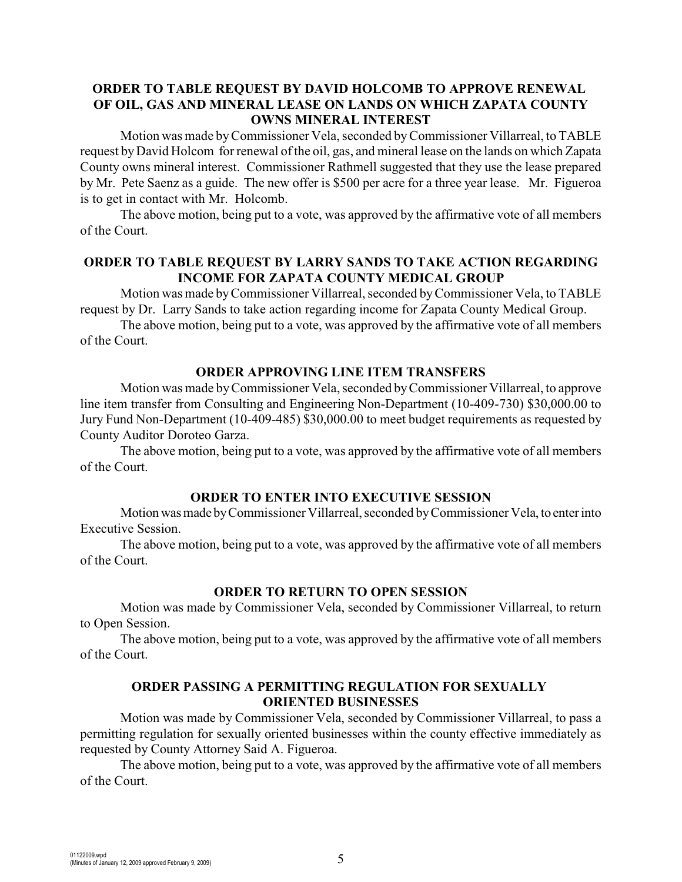### ORDER TO TABLE REQUEST BY DAVID HOLCOMB TO APPROVE RENEWAL OF OIL, GAS AND MINERAL LEASE ON LANDS ON WHICH ZAPATA COUNTY OWNS MINERAL INTEREST

Motion was made by Commissioner Vela, seconded by Commissioner Villarreal, to TABLE request by David Holcom for renewal of the oil, gas, and mineral lease on the lands on which Zapata County owns mineral interest. Commissioner Rathmell suggested that they use the lease prepared by Mr. Pete Saenz as a guide. The new offer is $500 per acre for a three year lease. Mr. Figueroa is to get in contact with Mr. Holcomb.

The above motion, being put to a vote, was approved by the affirmative vote of all members of the Court.

### ORDER TO TABLE REQUEST BY LARRY SANDS TO TAKE ACTION REGARDING INCOME FOR ZAPATA COUNTY MEDICAL GROUP

Motion was made by Commissioner Villarreal, seconded by Commissioner Vela, to TABLE request by Dr. Larry Sands to take action regarding income for Zapata County Medical Group.

The above motion, being put to a vote, was approved by the affirmative vote of all members of the Court.

### ORDER APPROVING LINE ITEM TRANSFERS

Motion was made by Commissioner Vela, seconded by Commissioner Villarreal, to approve line item transfer from Consulting and Engineering Non-Department (10-409-730) $30,000.00 to Jury Fund Non-Department (10-409-485) $30,000.00 to meet budget requirements as requested by County Auditor Doroteo Garza.

The above motion, being put to a vote, was approved by the affirmative vote of all members of the Court.

### ORDER TO ENTER INTO EXECUTIVE SESSION

Motion was made by Commissioner Villarreal, seconded by Commissioner Vela, to enter into Executive Session.

The above motion, being put to a vote, was approved by the affirmative vote of all members of the Court.

### ORDER TO RETURN TO OPEN SESSION

Motion was made by Commissioner Vela, seconded by Commissioner Villarreal, to return to Open Session.

The above motion, being put to a vote, was approved by the affirmative vote of all members of the Court.

### ORDER PASSING A PERMITTING REGULATION FOR SEXUALLY ORIENTED BUSINESSES

Motion was made by Commissioner Vela, seconded by Commissioner Villarreal, to pass a permitting regulation for sexually oriented businesses within the county effective immediately as requested by County Attorney Said A. Figueroa.

The above motion, being put to a vote, was approved by the affirmative vote of all members of the Court.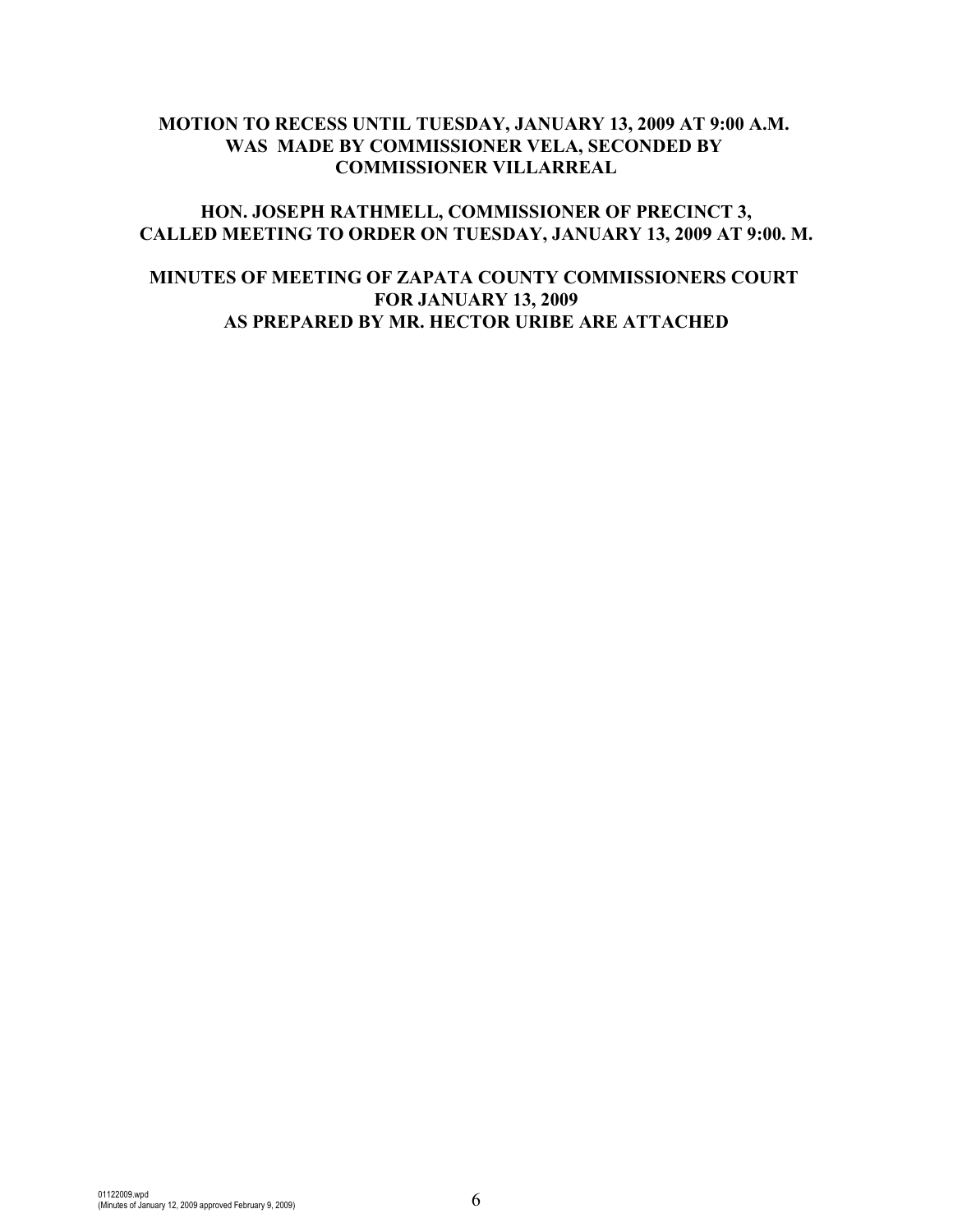**MOTION TO RECESS UNTIL TUESDAY, JANUARY 13, 2009 AT 9:00 A.M. WAS MADE BY COMMISSIONER VELA, SECONDED BY COMMISSIONER VILLARREAL**

**HON. JOSEPH RATHMELL, COMMISSIONER OF PRECINCT 3, CALLED MEETING TO ORDER ON TUESDAY, JANUARY 13, 2009 AT 9:00. M.**

**MINUTES OF MEETING OF ZAPATA COUNTY COMMISSIONERS COURT FOR JANUARY 13, 2009 AS PREPARED BY MR. HECTOR URIBE ARE ATTACHED**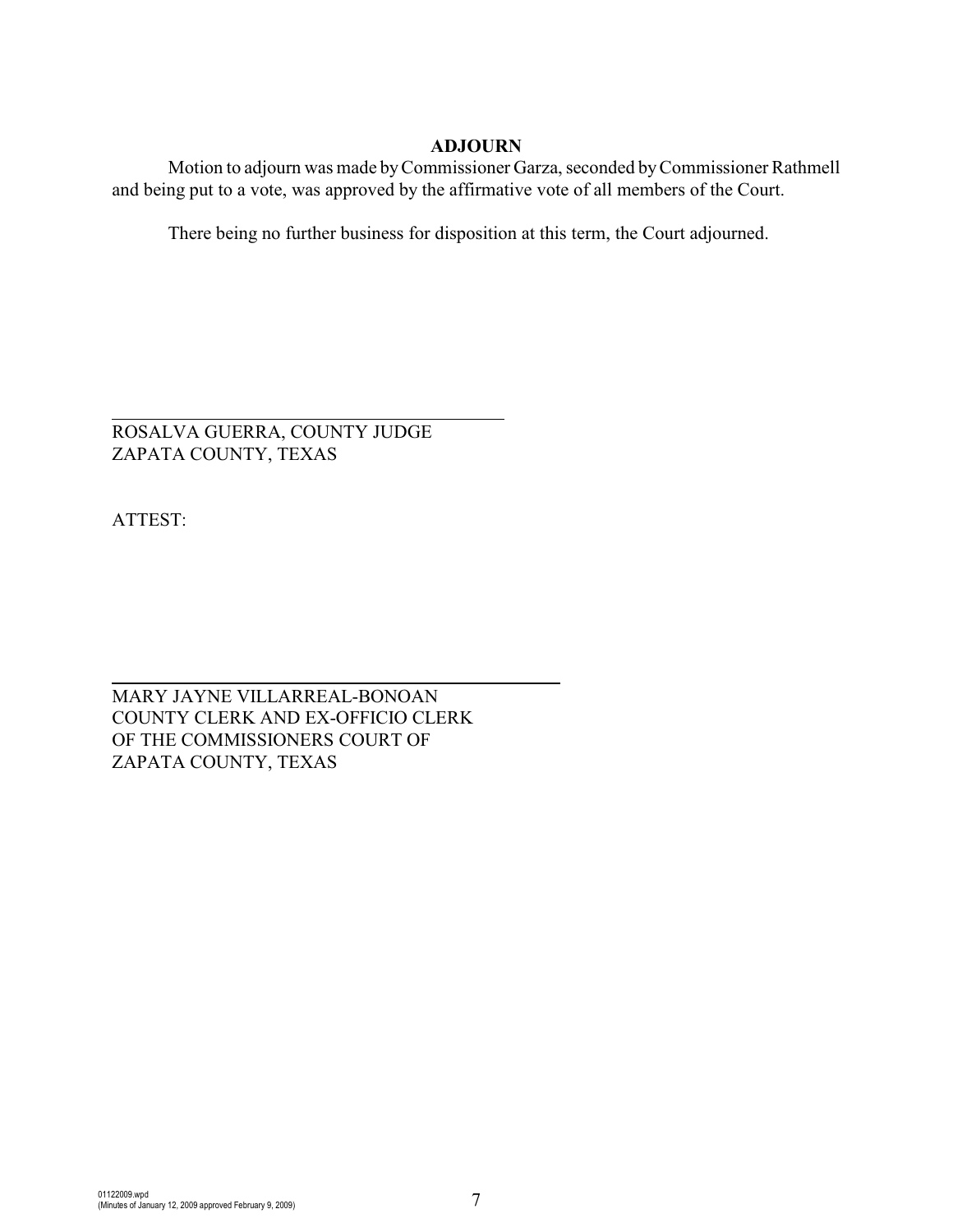**ADJOURN**

Motion to adjourn was made by Commissioner Garza, seconded by Commissioner Rathmell and being put to a vote, was approved by the affirmative vote of all members of the Court.

There being no further business for disposition at this term, the Court adjourned.

\_\_\_\_\_\_\_\_\_\_\_\_\_\_\_\_\_\_\_\_\_\_\_\_\_\_\_\_\_\_\_\_\_\_\_\_\_\_\_\_

ROSALVA GUERRA, COUNTY JUDGE
ZAPATA COUNTY, TEXAS

ATTEST:

\_\_\_\_\_\_\_\_\_\_\_\_\_\_\_\_\_\_\_\_\_\_\_\_\_\_\_\_\_\_\_\_\_\_\_\_\_\_\_\_

MARY JAYNE VILLARREAL-BONOAN
COUNTY CLERK AND EX-OFFICIO CLERK
OF THE COMMISSIONERS COURT OF
ZAPATA COUNTY, TEXAS

01122009.wpd
(Minutes of January 12, 2009 approved February 9, 2009)